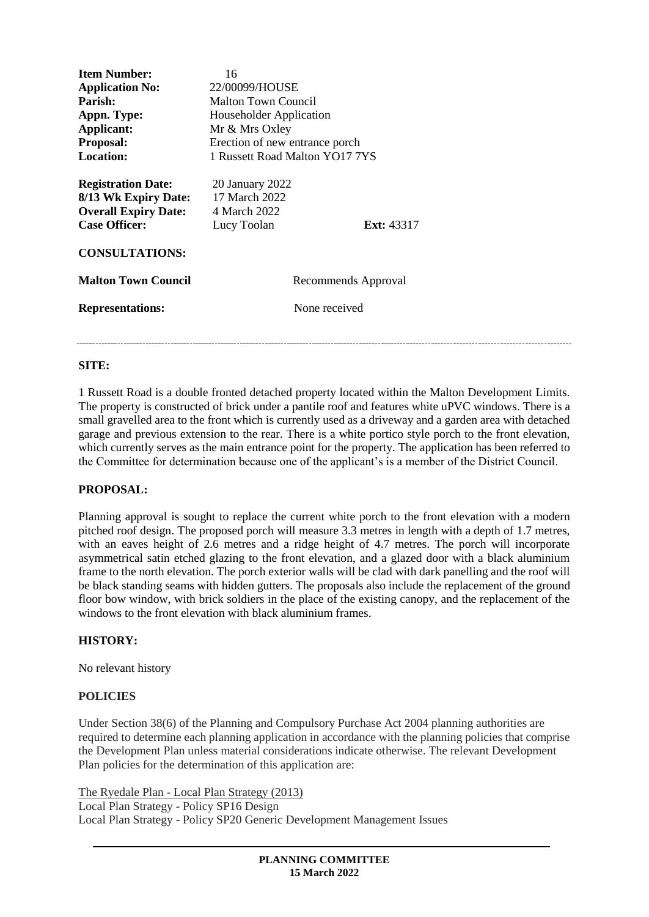| | | |
|---|---|---|
| **Item Number:** | 16 | |
| **Application No:** | 22/00099/HOUSE | |
| **Parish:** | Malton Town Council | |
| **Appn. Type:** | Householder Application | |
| **Applicant:** | Mr & Mrs Oxley | |
| **Proposal:** | Erection of new entrance porch | |
| **Location:** | 1 Russett Road Malton YO17 7YS | |
| **Registration Date:** | 20 January 2022 | |
| **8/13 Wk Expiry Date:** | 17 March 2022 | |
| **Overall Expiry Date:** | 4 March 2022 | |
| **Case Officer:** | Lucy Toolan | **Ext:** 43317 |

**CONSULTATIONS:**

| | |
|---|---|
| **Malton Town Council** | Recommends Approval |
| **Representations:** | None received |

---

**SITE:**

1 Russett Road is a double fronted detached property located within the Malton Development Limits. The property is constructed of brick under a pantile roof and features white uPVC windows. There is a small gravelled area to the front which is currently used as a driveway and a garden area with detached garage and previous extension to the rear. There is a white portico style porch to the front elevation, which currently serves as the main entrance point for the property. The application has been referred to the Committee for determination because one of the applicant's is a member of the District Council.

**PROPOSAL:**

Planning approval is sought to replace the current white porch to the front elevation with a modern pitched roof design. The proposed porch will measure 3.3 metres in length with a depth of 1.7 metres, with an eaves height of 2.6 metres and a ridge height of 4.7 metres. The porch will incorporate asymmetrical satin etched glazing to the front elevation, and a glazed door with a black aluminium frame to the north elevation. The porch exterior walls will be clad with dark panelling and the roof will be black standing seams with hidden gutters. The proposals also include the replacement of the ground floor bow window, with brick soldiers in the place of the existing canopy, and the replacement of the windows to the front elevation with black aluminium frames.

**HISTORY:**

No relevant history

**POLICIES**

Under Section 38(6) of the Planning and Compulsory Purchase Act 2004 planning authorities are required to determine each planning application in accordance with the planning policies that comprise the Development Plan unless material considerations indicate otherwise. The relevant Development Plan policies for the determination of this application are:

The Ryedale Plan - Local Plan Strategy (2013)
Local Plan Strategy - Policy SP16 Design
Local Plan Strategy - Policy SP20 Generic Development Management Issues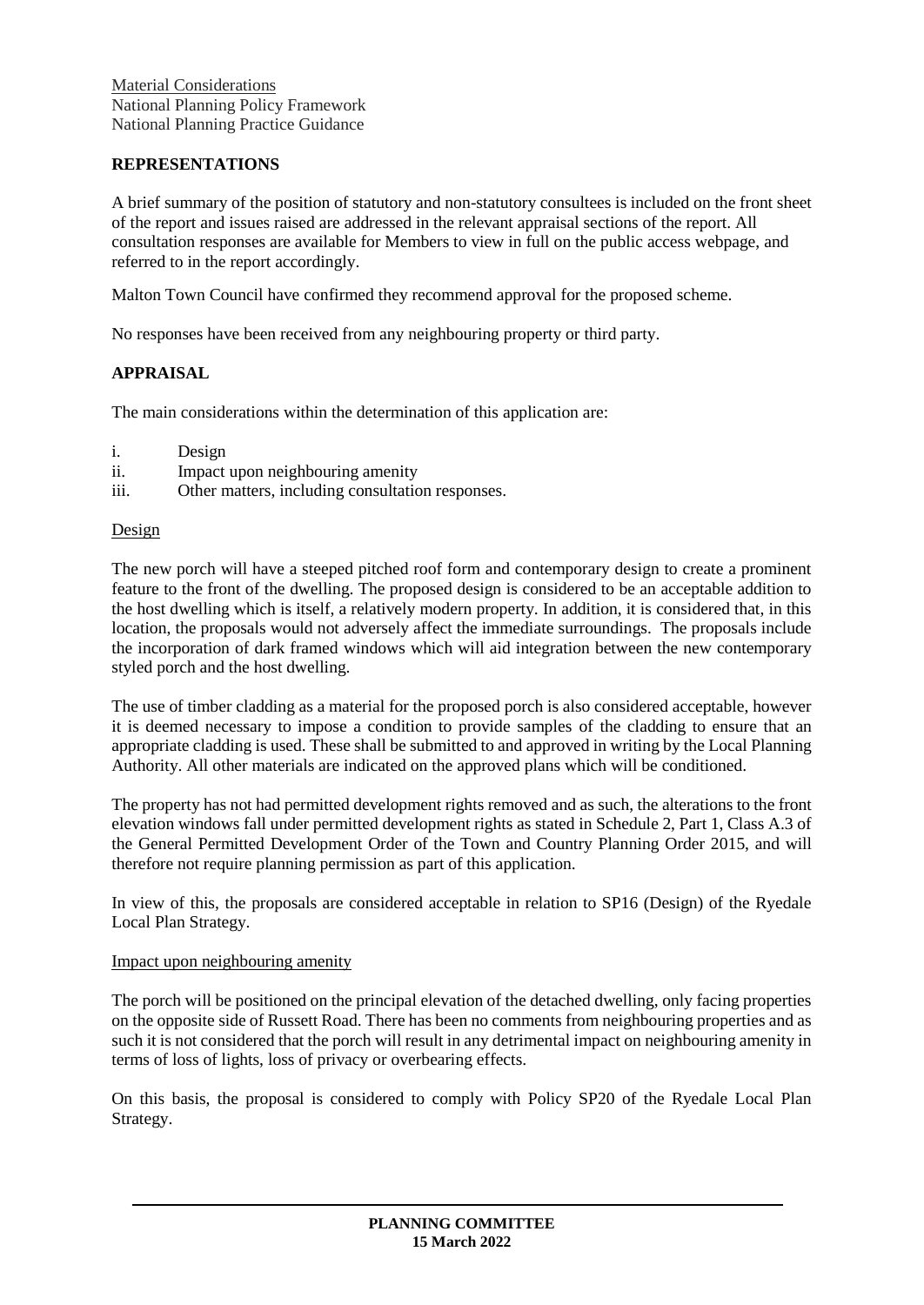Material Considerations
National Planning Policy Framework
National Planning Practice Guidance

## REPRESENTATIONS

A brief summary of the position of statutory and non-statutory consultees is included on the front sheet of the report and issues raised are addressed in the relevant appraisal sections of the report. All consultation responses are available for Members to view in full on the public access webpage, and referred to in the report accordingly.

Malton Town Council have confirmed they recommend approval for the proposed scheme.

No responses have been received from any neighbouring property or third party.

## APPRAISAL

The main considerations within the determination of this application are:

i. Design
ii. Impact upon neighbouring amenity
iii. Other matters, including consultation responses.

### Design

The new porch will have a steeped pitched roof form and contemporary design to create a prominent feature to the front of the dwelling. The proposed design is considered to be an acceptable addition to the host dwelling which is itself, a relatively modern property. In addition, it is considered that, in this location, the proposals would not adversely affect the immediate surroundings. The proposals include the incorporation of dark framed windows which will aid integration between the new contemporary styled porch and the host dwelling.

The use of timber cladding as a material for the proposed porch is also considered acceptable, however it is deemed necessary to impose a condition to provide samples of the cladding to ensure that an appropriate cladding is used. These shall be submitted to and approved in writing by the Local Planning Authority. All other materials are indicated on the approved plans which will be conditioned.

The property has not had permitted development rights removed and as such, the alterations to the front elevation windows fall under permitted development rights as stated in Schedule 2, Part 1, Class A.3 of the General Permitted Development Order of the Town and Country Planning Order 2015, and will therefore not require planning permission as part of this application.

In view of this, the proposals are considered acceptable in relation to SP16 (Design) of the Ryedale Local Plan Strategy.

### Impact upon neighbouring amenity

The porch will be positioned on the principal elevation of the detached dwelling, only facing properties on the opposite side of Russett Road. There has been no comments from neighbouring properties and as such it is not considered that the porch will result in any detrimental impact on neighbouring amenity in terms of loss of lights, loss of privacy or overbearing effects.

On this basis, the proposal is considered to comply with Policy SP20 of the Ryedale Local Plan Strategy.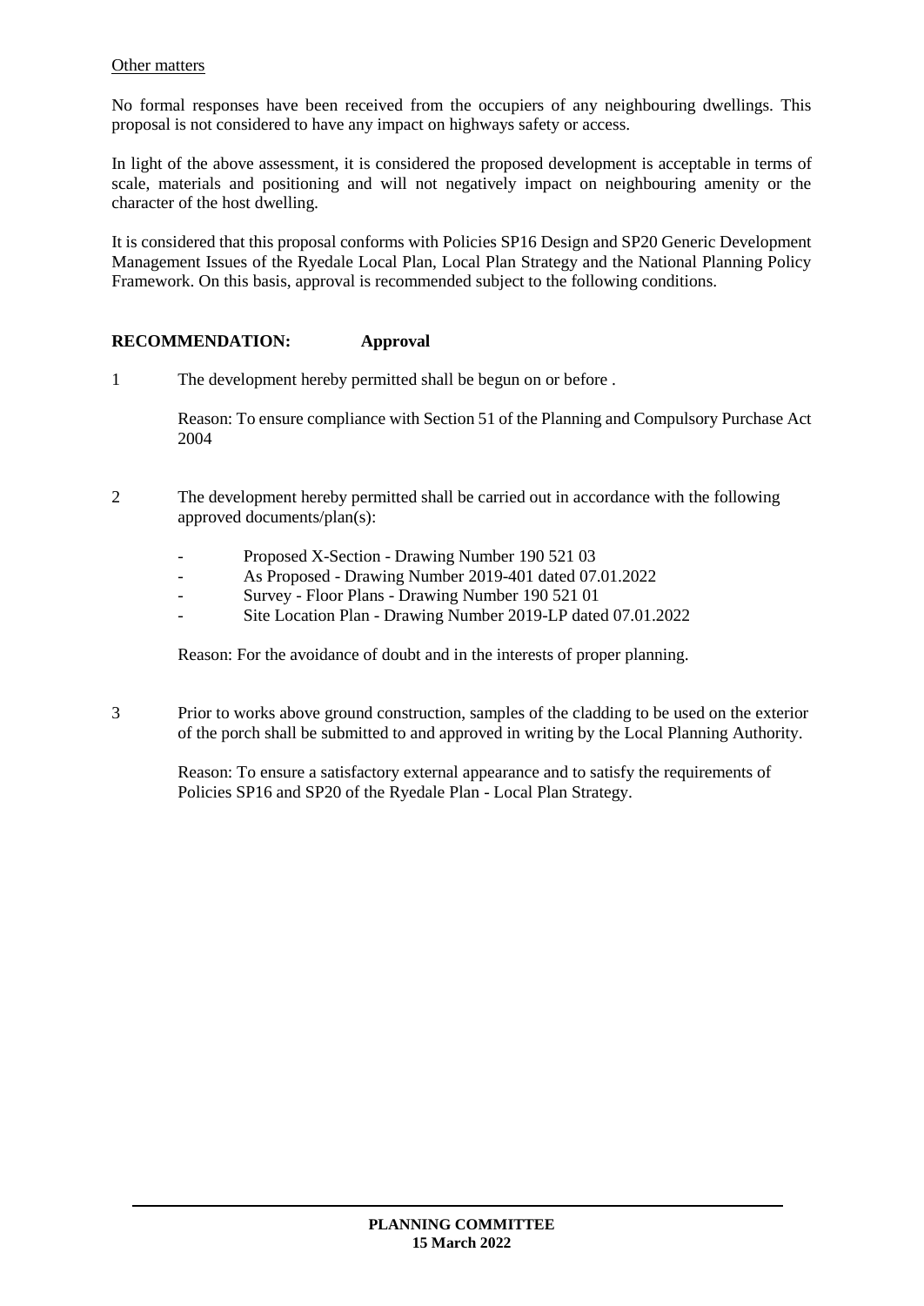Other matters

No formal responses have been received from the occupiers of any neighbouring dwellings. This proposal is not considered to have any impact on highways safety or access.

In light of the above assessment, it is considered the proposed development is acceptable in terms of scale, materials and positioning and will not negatively impact on neighbouring amenity or the character of the host dwelling.

It is considered that this proposal conforms with Policies SP16 Design and SP20 Generic Development Management Issues of the Ryedale Local Plan, Local Plan Strategy and the National Planning Policy Framework. On this basis, approval is recommended subject to the following conditions.

**RECOMMENDATION: Approval**

1 The development hereby permitted shall be begun on or before .

Reason: To ensure compliance with Section 51 of the Planning and Compulsory Purchase Act 2004

2 The development hereby permitted shall be carried out in accordance with the following approved documents/plan(s):

- Proposed X-Section - Drawing Number 190 521 03
- As Proposed - Drawing Number 2019-401 dated 07.01.2022
- Survey - Floor Plans - Drawing Number 190 521 01
- Site Location Plan - Drawing Number 2019-LP dated 07.01.2022

Reason: For the avoidance of doubt and in the interests of proper planning.

3 Prior to works above ground construction, samples of the cladding to be used on the exterior of the porch shall be submitted to and approved in writing by the Local Planning Authority.

Reason: To ensure a satisfactory external appearance and to satisfy the requirements of Policies SP16 and SP20 of the Ryedale Plan - Local Plan Strategy.